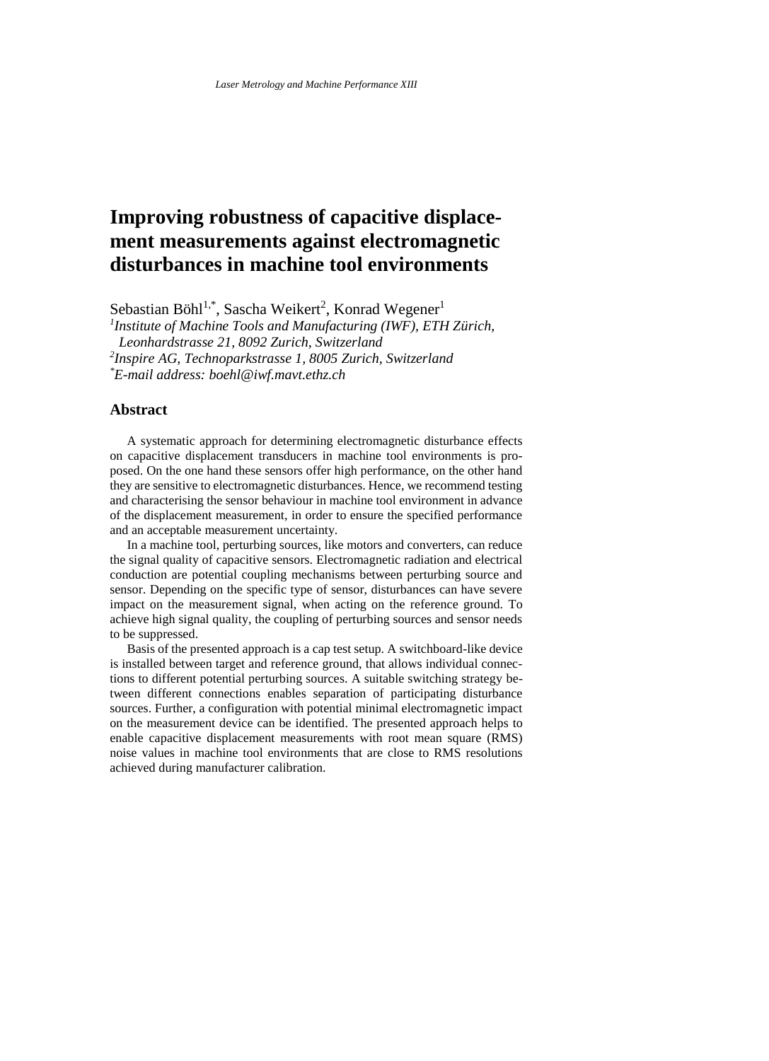# Improving robustness of capacitive displacement measurements against electromagnetic disturbances in machine tool environments

Sebastian Böhl[1,*], Sascha Weikert[2], Konrad Wegener[1]

[1]*Institute of Machine Tools and Manufacturing (IWF), ETH Zürich, Leonhardstrasse 21, 8092 Zurich, Switzerland*

[2]*Inspire AG, Technoparkstrasse 1, 8005 Zurich, Switzerland*

[*]*E-mail address: boehl@iwf.mavt.ethz.ch*

## Abstract

A systematic approach for determining electromagnetic disturbance effects on capacitive displacement transducers in machine tool environments is proposed. On the one hand these sensors offer high performance, on the other hand they are sensitive to electromagnetic disturbances. Hence, we recommend testing and characterising the sensor behaviour in machine tool environment in advance of the displacement measurement, in order to ensure the specified performance and an acceptable measurement uncertainty.

In a machine tool, perturbing sources, like motors and converters, can reduce the signal quality of capacitive sensors. Electromagnetic radiation and electrical conduction are potential coupling mechanisms between perturbing source and sensor. Depending on the specific type of sensor, disturbances can have severe impact on the measurement signal, when acting on the reference ground. To achieve high signal quality, the coupling of perturbing sources and sensor needs to be suppressed.

Basis of the presented approach is a cap test setup. A switchboard-like device is installed between target and reference ground, that allows individual connections to different potential perturbing sources. A suitable switching strategy between different connections enables separation of participating disturbance sources. Further, a configuration with potential minimal electromagnetic impact on the measurement device can be identified. The presented approach helps to enable capacitive displacement measurements with root mean square (RMS) noise values in machine tool environments that are close to RMS resolutions achieved during manufacturer calibration.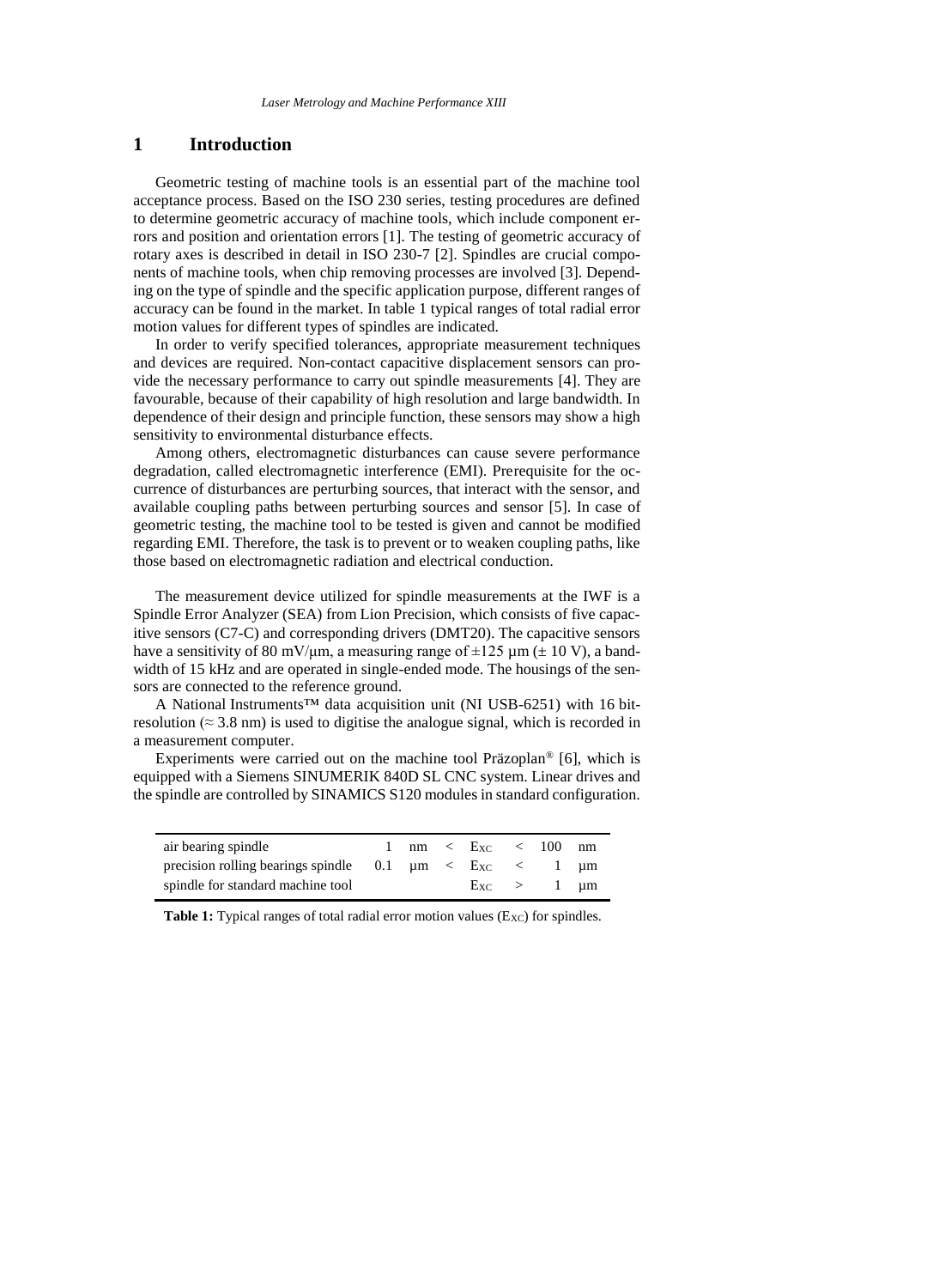# 1 Introduction

Geometric testing of machine tools is an essential part of the machine tool acceptance process. Based on the ISO 230 series, testing procedures are defined to determine geometric accuracy of machine tools, which include component errors and position and orientation errors [1]. The testing of geometric accuracy of rotary axes is described in detail in ISO 230-7 [2]. Spindles are crucial components of machine tools, when chip removing processes are involved [3]. Depending on the type of spindle and the specific application purpose, different ranges of accuracy can be found in the market. In table 1 typical ranges of total radial error motion values for different types of spindles are indicated.

In order to verify specified tolerances, appropriate measurement techniques and devices are required. Non-contact capacitive displacement sensors can provide the necessary performance to carry out spindle measurements [4]. They are favourable, because of their capability of high resolution and large bandwidth. In dependence of their design and principle function, these sensors may show a high sensitivity to environmental disturbance effects.

Among others, electromagnetic disturbances can cause severe performance degradation, called electromagnetic interference (EMI). Prerequisite for the occurrence of disturbances are perturbing sources, that interact with the sensor, and available coupling paths between perturbing sources and sensor [5]. In case of geometric testing, the machine tool to be tested is given and cannot be modified regarding EMI. Therefore, the task is to prevent or to weaken coupling paths, like those based on electromagnetic radiation and electrical conduction.

The measurement device utilized for spindle measurements at the IWF is a Spindle Error Analyzer (SEA) from Lion Precision, which consists of five capacitive sensors (C7-C) and corresponding drivers (DMT20). The capacitive sensors have a sensitivity of 80 mV/µm, a measuring range of ±125 µm (± 10 V), a bandwidth of 15 kHz and are operated in single-ended mode. The housings of the sensors are connected to the reference ground.

A National Instruments™ data acquisition unit (NI USB-6251) with 16 bit-resolution (≈ 3.8 nm) is used to digitise the analogue signal, which is recorded in a measurement computer.

Experiments were carried out on the machine tool Präzoplan® [6], which is equipped with a Siemens SINUMERIK 840D SL CNC system. Linear drives and the spindle are controlled by SINAMICS S120 modules in standard configuration.

| | | | | | | | |
|---|---|---|---|---|---|---|---|
| air bearing spindle | 1 | nm | < | $E_{XC}$ | < | 100 | nm |
| precision rolling bearings spindle | 0.1 | µm | < | $E_{XC}$ | < | 1 | µm |
| spindle for standard machine tool | | | | $E_{XC}$ | > | 1 | µm |

**Table 1:** Typical ranges of total radial error motion values ($E_{XC}$) for spindles.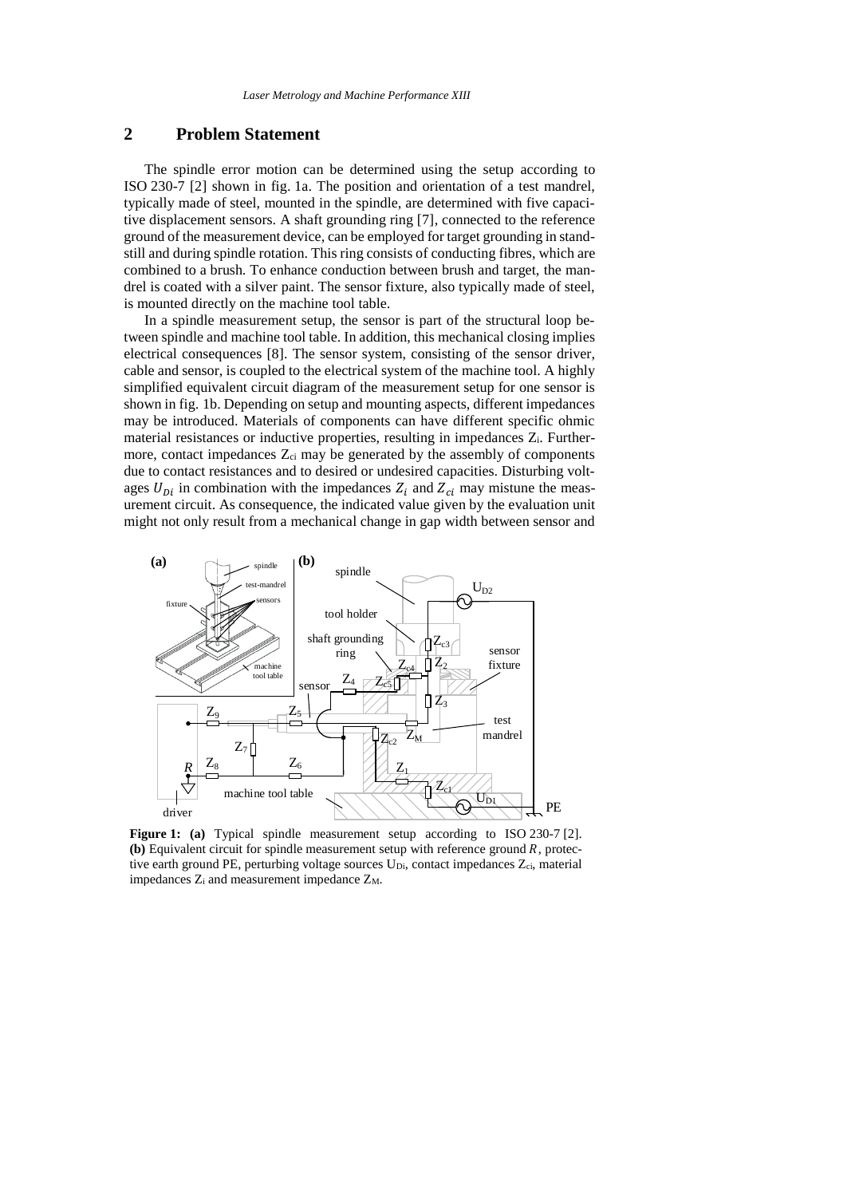## 2 Problem Statement

The spindle error motion can be determined using the setup according to ISO 230-7 [2] shown in fig. 1a. The position and orientation of a test mandrel, typically made of steel, mounted in the spindle, are determined with five capacitive displacement sensors. A shaft grounding ring [7], connected to the reference ground of the measurement device, can be employed for target grounding in standstill and during spindle rotation. This ring consists of conducting fibres, which are combined to a brush. To enhance conduction between brush and target, the mandrel is coated with a silver paint. The sensor fixture, also typically made of steel, is mounted directly on the machine tool table.

In a spindle measurement setup, the sensor is part of the structural loop between spindle and machine tool table. In addition, this mechanical closing implies electrical consequences [8]. The sensor system, consisting of the sensor driver, cable and sensor, is coupled to the electrical system of the machine tool. A highly simplified equivalent electric circuit diagram of the measurement setup for one sensor is shown in fig. 1b. Depending on setup and mounting aspects, different impedances may be introduced. Materials of components can have different specific ohmic material resistances or inductive properties, resulting in impedances $Z_i$. Furthermore, contact impedances $Z_{ci}$ may be generated by the assembly of components due to contact resistances and to desired or undesired capacities. Disturbing voltages $U_{Di}$ in combination with the impedances $Z_i$ and $Z_{ci}$ may mistune the measurement circuit. As consequence, the indicated value given by the evaluation unit might not only result from a mechanical change in gap width between sensor and

**Figure 1:** **(a)** Typical spindle measurement setup according to ISO 230-7 [2]. **(b)** Equivalent circuit for spindle measurement setup with reference ground $R$, protective earth ground PE, perturbing voltage sources $U_{Di}$, contact impedances $Z_{ci}$, material impedances $Z_i$ and measurement impedance $Z_M$.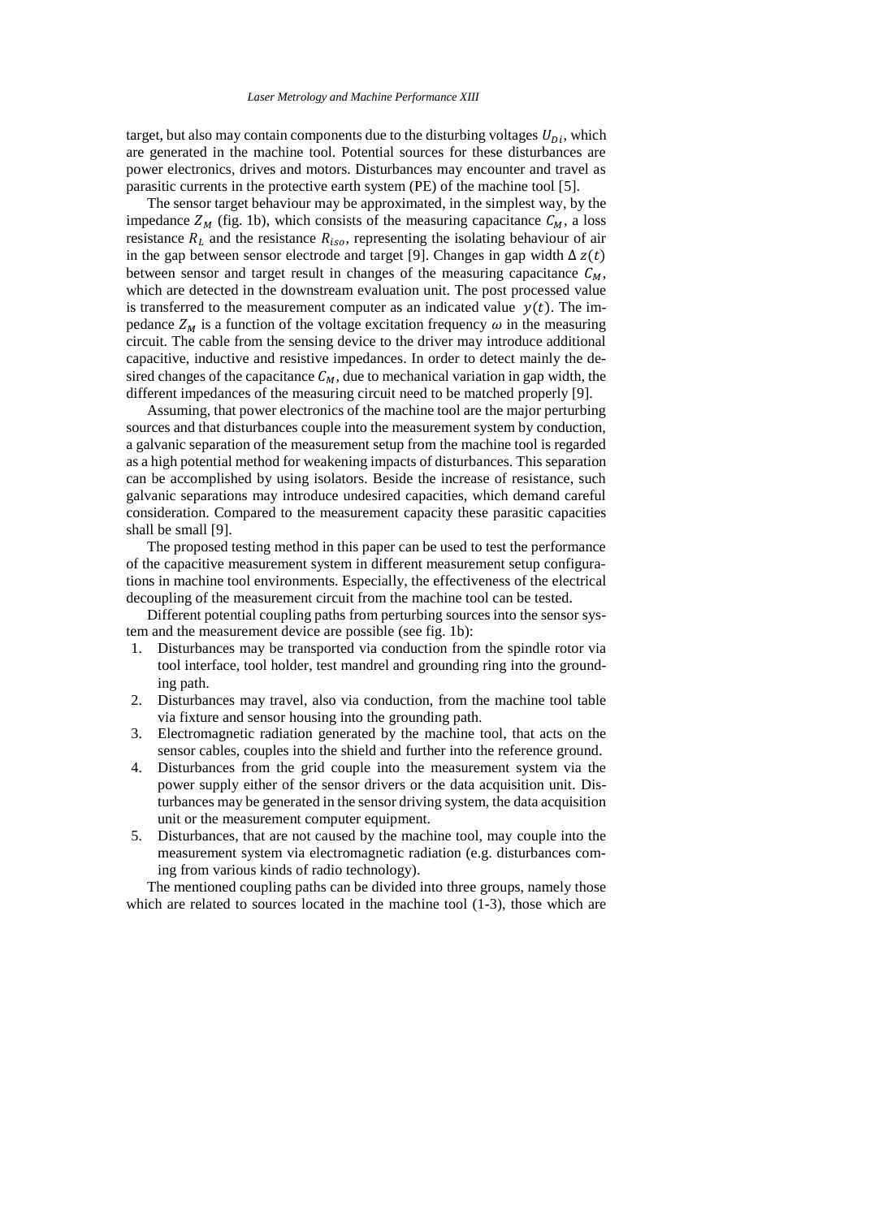target, but also may contain components due to the disturbing voltages $U_{Di}$, which are generated in the machine tool. Potential sources for these disturbances are power electronics, drives and motors. Disturbances may encounter and travel as parasitic currents in the protective earth system (PE) of the machine tool [5].

The sensor target behaviour may be approximated, in the simplest way, by the impedance $Z_M$ (fig. 1b), which consists of the measuring capacitance $C_M$, a loss resistance $R_L$ and the resistance $R_{iso}$, representing the isolating behaviour of air in the gap between sensor electrode and target [9]. Changes in gap width $\Delta z(t)$ between sensor and target result in changes of the measuring capacitance $C_M$, which are detected in the downstream evaluation unit. The post processed value is transferred to the measurement computer as an indicated value $y(t)$. The impedance $Z_M$ is a function of the voltage excitation frequency $\omega$ in the measuring circuit. The cable from the sensing device to the driver may introduce additional capacitive, inductive and resistive impedances. In order to detect mainly the desired changes of the capacitance $C_M$, due to mechanical variation in gap width, the different impedances of the measuring circuit need to be matched properly [9].

Assuming, that power electronics of the machine tool are the major perturbing sources and that disturbances couple into the measurement system by conduction, a galvanic separation of the measurement setup from the machine tool is regarded as a high potential method for weakening impacts of disturbances. This separation can be accomplished by using isolators. Beside the increase of resistance, such galvanic separations may introduce undesired capacities, which demand careful consideration. Compared to the measurement capacity these parasitic capacities shall be small [9].

The proposed testing method in this paper can be used to test the performance of the capacitive measurement system in different measurement setup configurations in machine tool environments. Especially, the effectiveness of the electrical decoupling of the measurement circuit from the machine tool can be tested.

Different potential coupling paths from perturbing sources into the sensor system and the measurement device are possible (see fig. 1b):

1. Disturbances may be transported via conduction from the spindle rotor via tool interface, tool holder, test mandrel and grounding ring into the grounding path.
2. Disturbances may travel, also via conduction, from the machine tool table via fixture and sensor housing into the grounding path.
3. Electromagnetic radiation generated by the machine tool, that acts on the sensor cables, couples into the shield and further into the reference ground.
4. Disturbances from the grid couple into the measurement system via the power supply either of the sensor drivers or the data acquisition unit. Disturbances may be generated in the sensor driving system, the data acquisition unit or the measurement computer equipment.
5. Disturbances, that are not caused by the machine tool, may couple into the measurement system via electromagnetic radiation (e.g. disturbances coming from various kinds of radio technology).

The mentioned coupling paths can be divided into three groups, namely those which are related to sources located in the machine tool (1-3), those which are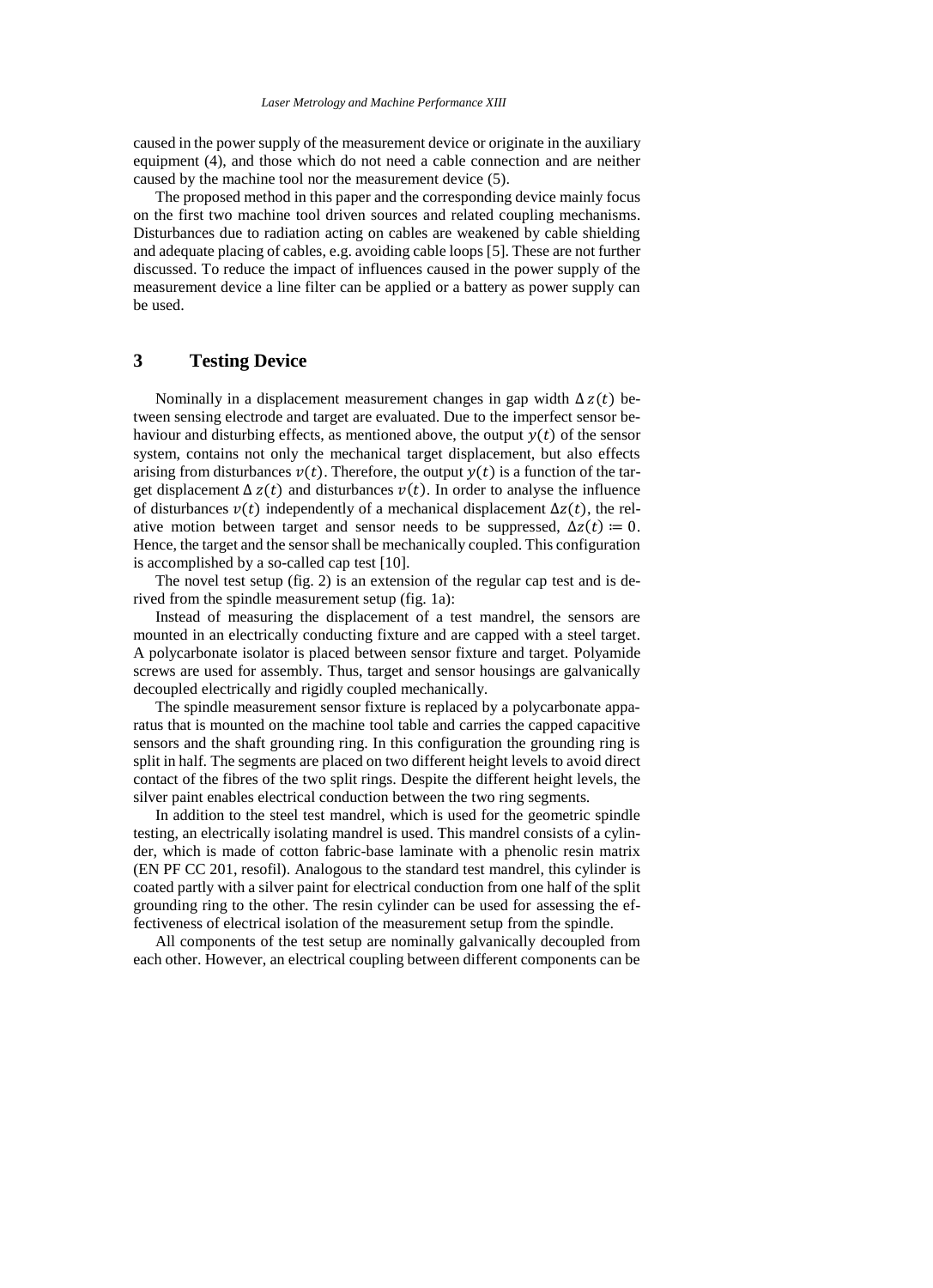caused in the power supply of the measurement device or originate in the auxiliary equipment (4), and those which do not need a cable connection and are neither caused by the machine tool nor the measurement device (5).

The proposed method in this paper and the corresponding device mainly focus on the first two machine tool driven sources and related coupling mechanisms. Disturbances due to radiation acting on cables are weakened by cable shielding and adequate placing of cables, e.g. avoiding cable loops [5]. These are not further discussed. To reduce the impact of influences caused in the power supply of the measurement device a line filter can be applied or a battery as power supply can be used.

## 3 Testing Device

Nominally in a displacement measurement changes in gap width $\Delta z(t)$ between sensing electrode and target are evaluated. Due to the imperfect sensor behaviour and disturbing effects, as mentioned above, the output $y(t)$ of the sensor system, contains not only the mechanical target displacement, but also effects arising from disturbances $v(t)$. Therefore, the output $y(t)$ is a function of the target displacement $\Delta z(t)$ and disturbances $v(t)$. In order to analyse the influence of disturbances $v(t)$ independently of a mechanical displacement $\Delta z(t)$, the relative motion between target and sensor needs to be suppressed, $\Delta z(t) \coloneqq 0$. Hence, the target and the sensor shall be mechanically coupled. This configuration is accomplished by a so-called cap test [10].

The novel test setup (fig. 2) is an extension of the regular cap test and is derived from the spindle measurement setup (fig. 1a):

Instead of measuring the displacement of a test mandrel, the sensors are mounted in an electrically conducting fixture and are capped with a steel target. A polycarbonate isolator is placed between sensor fixture and target. Polyamide screws are used for assembly. Thus, target and sensor housings are galvanically decoupled electrically and rigidly coupled mechanically.

The spindle measurement sensor fixture is replaced by a polycarbonate apparatus that is mounted on the machine tool table and carries the capped capacitive sensors and the shaft grounding ring. In this configuration the grounding ring is split in half. The segments are placed on two different height levels to avoid direct contact of the fibres of the two split rings. Despite the different height levels, the silver paint enables electrical conduction between the two ring segments.

In addition to the steel test mandrel, which is used for the geometric spindle testing, an electrically isolating mandrel is used. This mandrel consists of a cylinder, which is made of cotton fabric-base laminate with a phenolic resin matrix (EN PF CC 201, resofil). Analogous to the standard test mandrel, this cylinder is coated partly with a silver paint for electrical conduction from one half of the split grounding ring to the other. The resin cylinder can be used for assessing the effectiveness of electrical isolation of the measurement setup from the spindle.

All components of the test setup are nominally galvanically decoupled from each other. However, an electrical coupling between different components can be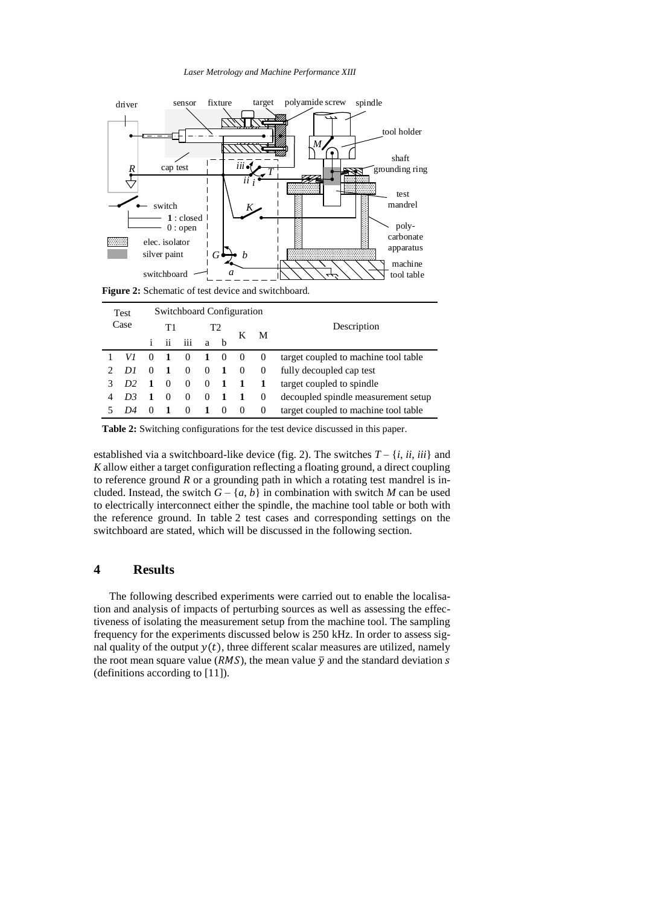**Figure 2:** Schematic of test device and switchboard.

| Test Case | | Switchboard Configuration | | | | | | | Description |
|---|---|---|---|---|---|---|---|---|---|
| | | T1 | | | T2 | | K | M | |
| | | i | ii | iii | a | b | | | |
| 1 | *V1* | 0 | **1** | 0 | **1** | 0 | 0 | 0 | target coupled to machine tool table |
| 2 | *D1* | 0 | **1** | 0 | 0 | **1** | 0 | 0 | fully decoupled cap test |
| 3 | *D2* | **1** | 0 | 0 | 0 | **1** | **1** | **1** | target coupled to spindle |
| 4 | *D3* | **1** | 0 | 0 | 0 | **1** | **1** | 0 | decoupled spindle measurement setup |
| 5 | *D4* | 0 | **1** | 0 | **1** | 0 | 0 | 0 | target coupled to machine tool table |

**Table 2:** Switching configurations for the test device discussed in this paper.

established via a switchboard-like device (fig. 2). The switches $T - \{i, ii, iii\}$ and $K$ allow either a target configuration reflecting a floating ground, a direct coupling to reference ground $R$ or a grounding path in which a rotating test mandrel is included. Instead, the switch $G - \{a, b\}$ in combination with switch $M$ can be used to electrically interconnect either the spindle, the machine tool table or both with the reference ground. In table 2 test cases and corresponding settings on the switchboard are stated, which will be discussed in the following section.

# 4 Results

The following described experiments were carried out to enable the localisation and analysis of impacts of perturbing sources as well as assessing the effectiveness of isolating the measurement setup from the machine tool. The sampling frequency for the experiments discussed below is 250 kHz. In order to assess signal quality of the output $y(t)$, three different scalar measures are utilized, namely the root mean square value ($RMS$), the mean value $\bar{y}$ and the standard deviation $s$ (definitions according to [11]).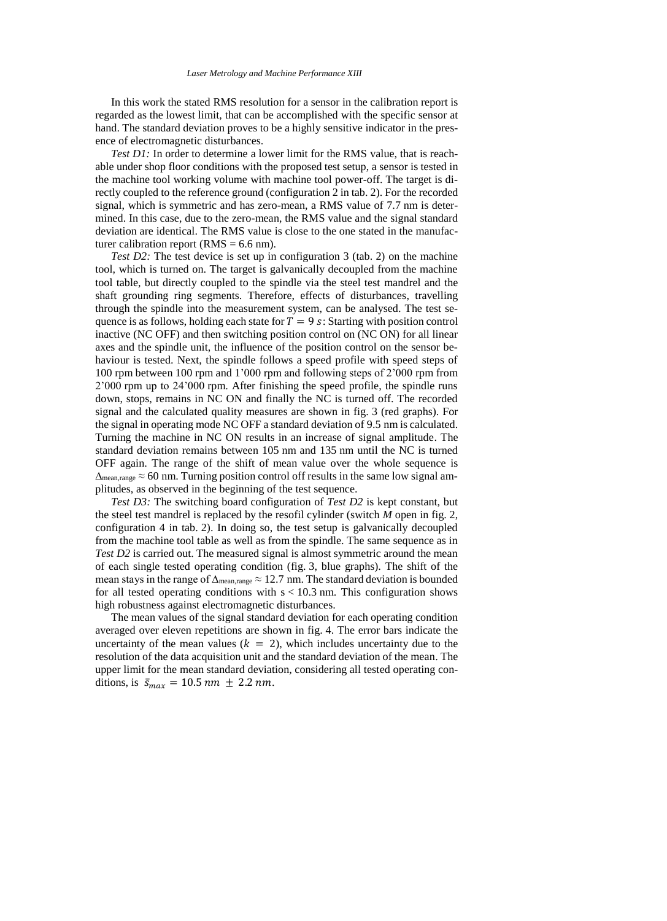In this work the stated RMS resolution for a sensor in the calibration report is regarded as the lowest limit, that can be accomplished with the specific sensor at hand. The standard deviation proves to be a highly sensitive indicator in the presence of electromagnetic disturbances.

*Test D1:* In order to determine a lower limit for the RMS value, that is reachable under shop floor conditions with the proposed test setup, a sensor is tested in the machine tool working volume with machine tool power-off. The target is directly coupled to the reference ground (configuration 2 in tab. 2). For the recorded signal, which is symmetric and has zero-mean, a RMS value of 7.7 nm is determined. In this case, due to the zero-mean, the RMS value and the signal standard deviation are identical. The RMS value is close to the one stated in the manufacturer calibration report (RMS = 6.6 nm).

*Test D2:* The test device is set up in configuration 3 (tab. 2) on the machine tool, which is turned on. The target is galvanically decoupled from the machine tool table, but directly coupled to the spindle via the steel test mandrel and the shaft grounding ring segments. Therefore, effects of disturbances, travelling through the spindle into the measurement system, can be analysed. The test sequence is as follows, holding each state for $T = 9\ s$: Starting with position control inactive (NC OFF) and then switching position control on (NC ON) for all linear axes and the spindle unit, the influence of the position control on the sensor behaviour is tested. Next, the spindle follows a speed profile with speed steps of 100 rpm between 100 rpm and 1'000 rpm and following steps of 2'000 rpm from 2'000 rpm up to 24'000 rpm. After finishing the speed profile, the spindle runs down, stops, remains in NC ON and finally the NC is turned off. The recorded signal and the calculated quality measures are shown in fig. 3 (red graphs). For the signal in operating mode NC OFF a standard deviation of 9.5 nm is calculated. Turning the machine in NC ON results in an increase of signal amplitude. The standard deviation remains between 105 nm and 135 nm until the NC is turned OFF again. The range of the shift of mean value over the whole sequence is $\Delta_{\text{mean,range}} \approx 60$ nm. Turning position control off results in the same low signal amplitudes, as observed in the beginning of the test sequence.

*Test D3:* The switching board configuration of *Test D2* is kept constant, but the steel test mandrel is replaced by the resofil cylinder (switch *M* open in fig. 2, configuration 4 in tab. 2). In doing so, the test setup is galvanically decoupled from the machine tool table as well as from the spindle. The same sequence as in *Test D2* is carried out. The measured signal is almost symmetric around the mean of each single tested operating condition (fig. 3, blue graphs). The shift of the mean stays in the range of $\Delta_{\text{mean,range}} \approx 12.7$ nm. The standard deviation is bounded for all tested operating conditions with $s < 10.3$ nm. This configuration shows high robustness against electromagnetic disturbances.

The mean values of the signal standard deviation for each operating condition averaged over eleven repetitions are shown in fig. 4. The error bars indicate the uncertainty of the mean values ($k = 2$), which includes uncertainty due to the resolution of the data acquisition unit and the standard deviation of the mean. The upper limit for the mean standard deviation, considering all tested operating conditions, is $\bar{s}_{max} = 10.5\ nm \pm 2.2\ nm$.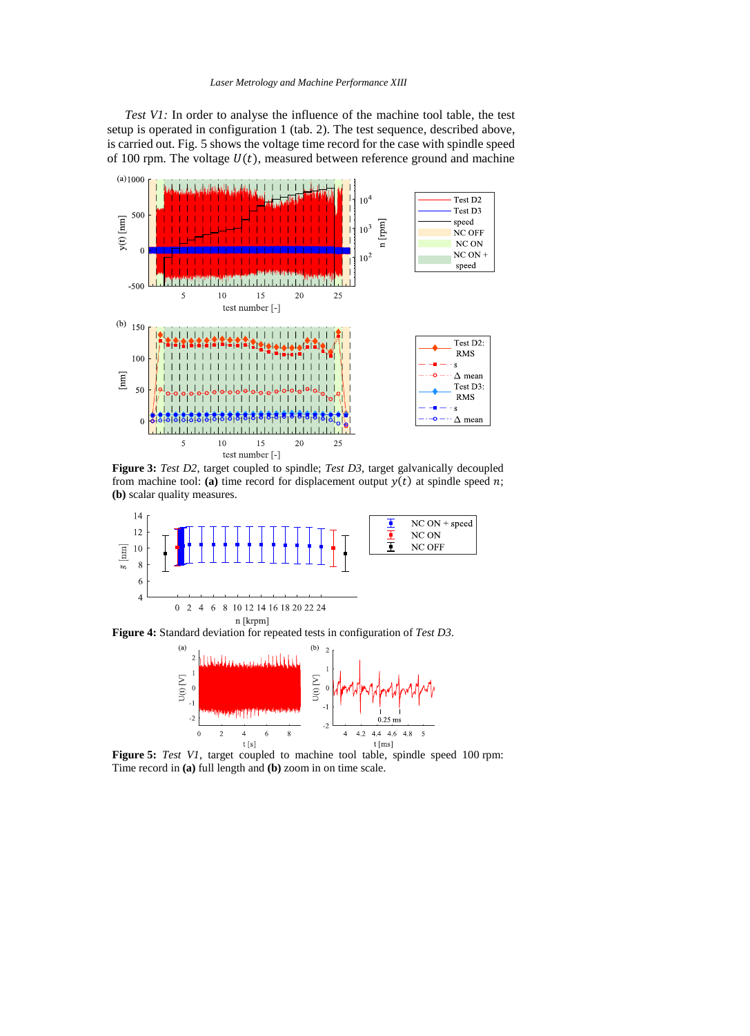*Test V1:* In order to analyse the influence of the machine tool table, the test setup is operated in configuration 1 (tab. 2). The test sequence, described above, is carried out. Fig. 5 shows the voltage time record for the case with spindle speed of 100 rpm. The voltage $U(t)$, measured between reference ground and machine

**Figure 3:** *Test D2*, target coupled to spindle; *Test D3*, target galvanically decoupled from machine tool: **(a)** time record for displacement output $y(t)$ at spindle speed $n$; **(b)** scalar quality measures.

**Figure 4:** Standard deviation for repeated tests in configuration of *Test D3*.

**Figure 5:** *Test V1*, target coupled to machine tool table, spindle speed 100 rpm: Time record in **(a)** full length and **(b)** zoom in on time scale.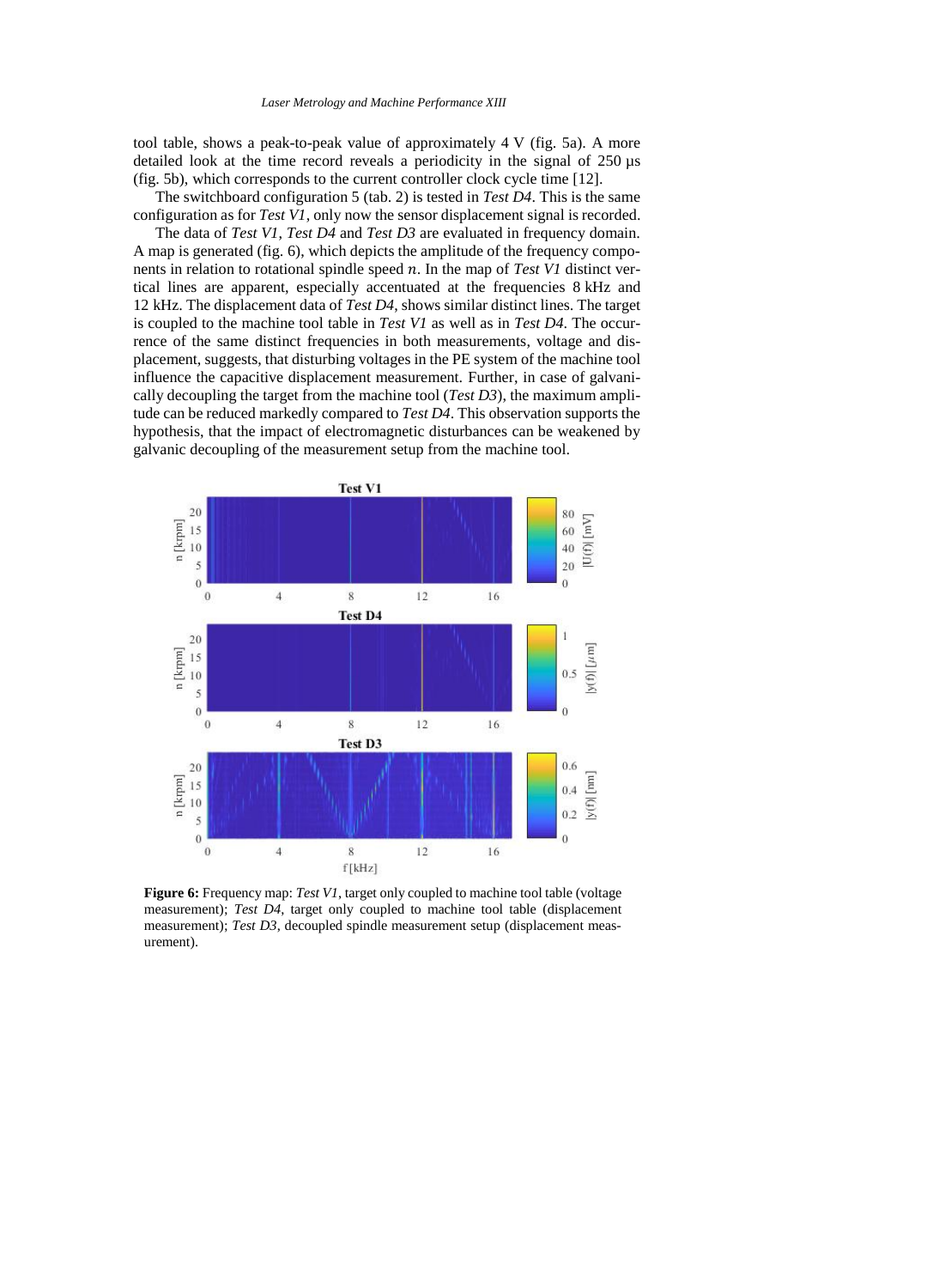tool table, shows a peak-to-peak value of approximately 4 V (fig. 5a). A more detailed look at the time record reveals a periodicity in the signal of 250 µs (fig. 5b), which corresponds to the current controller clock cycle time [12].

The switchboard configuration 5 (tab. 2) is tested in *Test D4*. This is the same configuration as for *Test V1*, only now the sensor displacement signal is recorded.

The data of *Test V1*, *Test D4* and *Test D3* are evaluated in frequency domain. A map is generated (fig. 6), which depicts the amplitude of the frequency components in relation to rotational spindle speed $n$. In the map of *Test V1* distinct vertical lines are apparent, especially accentuated at the frequencies 8 kHz and 12 kHz. The displacement data of *Test D4*, shows similar distinct lines. The target is coupled to the machine tool table in *Test V1* as well as in *Test D4*. The occurrence of the same distinct frequencies in both measurements, voltage and displacement, suggests, that disturbing voltages in the PE system of the machine tool influence the capacitive displacement measurement. Further, in case of galvanically decoupling the target from the machine tool (*Test D3*), the maximum amplitude can be reduced markedly compared to *Test D4*. This observation supports the hypothesis, that the impact of electromagnetic disturbances can be weakened by galvanic decoupling of the measurement setup from the machine tool.

**Figure 6:** Frequency map: *Test V1*, target only coupled to machine tool table (voltage measurement); *Test D4*, target only coupled to machine tool table (displacement measurement); *Test D3*, decoupled spindle measurement setup (displacement measurement).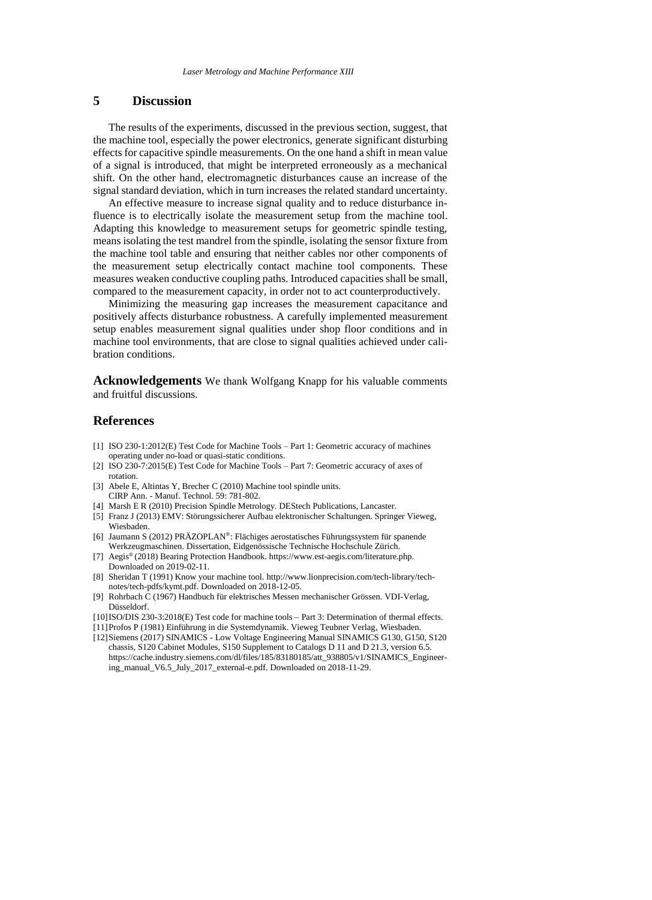## 5 Discussion

The results of the experiments, discussed in the previous section, suggest, that the machine tool, especially the power electronics, generate significant disturbing effects for capacitive spindle measurements. On the one hand a shift in mean value of a signal is introduced, that might be interpreted erroneously as a mechanical shift. On the other hand, electromagnetic disturbances cause an increase of the signal standard deviation, which in turn increases the related standard uncertainty.

An effective measure to increase signal quality and to reduce disturbance influence is to electrically isolate the measurement setup from the machine tool. Adapting this knowledge to measurement setups for geometric spindle testing, means isolating the test mandrel from the spindle, isolating the sensor fixture from the machine tool table and ensuring that neither cables nor other components of the measurement setup electrically contact machine tool components. These measures weaken conductive coupling paths. Introduced capacities shall be small, compared to the measurement capacity, in order not to act counterproductively.

Minimizing the measuring gap increases the measurement capacitance and positively affects disturbance robustness. A carefully implemented measurement setup enables measurement signal qualities under shop floor conditions and in machine tool environments, that are close to signal qualities achieved under calibration conditions.

**Acknowledgements** We thank Wolfgang Knapp for his valuable comments and fruitful discussions.

## References

[1] ISO 230-1:2012(E) Test Code for Machine Tools – Part 1: Geometric accuracy of machines operating under no-load or quasi-static conditions.

[2] ISO 230-7:2015(E) Test Code for Machine Tools – Part 7: Geometric accuracy of axes of rotation.

[3] Abele E, Altintas Y, Brecher C (2010) Machine tool spindle units. CIRP Ann. - Manuf. Technol. 59: 781-802.

[4] Marsh E R (2010) Precision Spindle Metrology. DEStech Publications, Lancaster.

[5] Franz J (2013) EMV: Störungssicherer Aufbau elektronischer Schaltungen. Springer Vieweg, Wiesbaden.

[6] Jaumann S (2012) PRÄZOPLAN®: Flächiges aerostatisches Führungssystem für spanende Werkzeugmaschinen. Dissertation, Eidgenössische Technische Hochschule Zürich.

[7] Aegis® (2018) Bearing Protection Handbook. https://www.est-aegis.com/literature.php. Downloaded on 2019-02-11.

[8] Sheridan T (1991) Know your machine tool. http://www.lionprecision.com/tech-library/technotes/tech-pdfs/kymt.pdf. Downloaded on 2018-12-05.

[9] Rohrbach C (1967) Handbuch für elektrisches Messen mechanischer Grössen. VDI-Verlag, Düsseldorf.

[10] ISO/DIS 230-3:2018(E) Test code for machine tools – Part 3: Determination of thermal effects.

[11] Profos P (1981) Einführung in die Systemdynamik. Vieweg Teubner Verlag, Wiesbaden.

[12] Siemens (2017) SINAMICS - Low Voltage Engineering Manual SINAMICS G130, G150, S120 chassis, S120 Cabinet Modules, S150 Supplement to Catalogs D 11 and D 21.3, version 6.5. https://cache.industry.siemens.com/dl/files/185/83180185/att_938805/v1/SINAMICS_Engineering_manual_V6.5_July_2017_external-e.pdf. Downloaded on 2018-11-29.